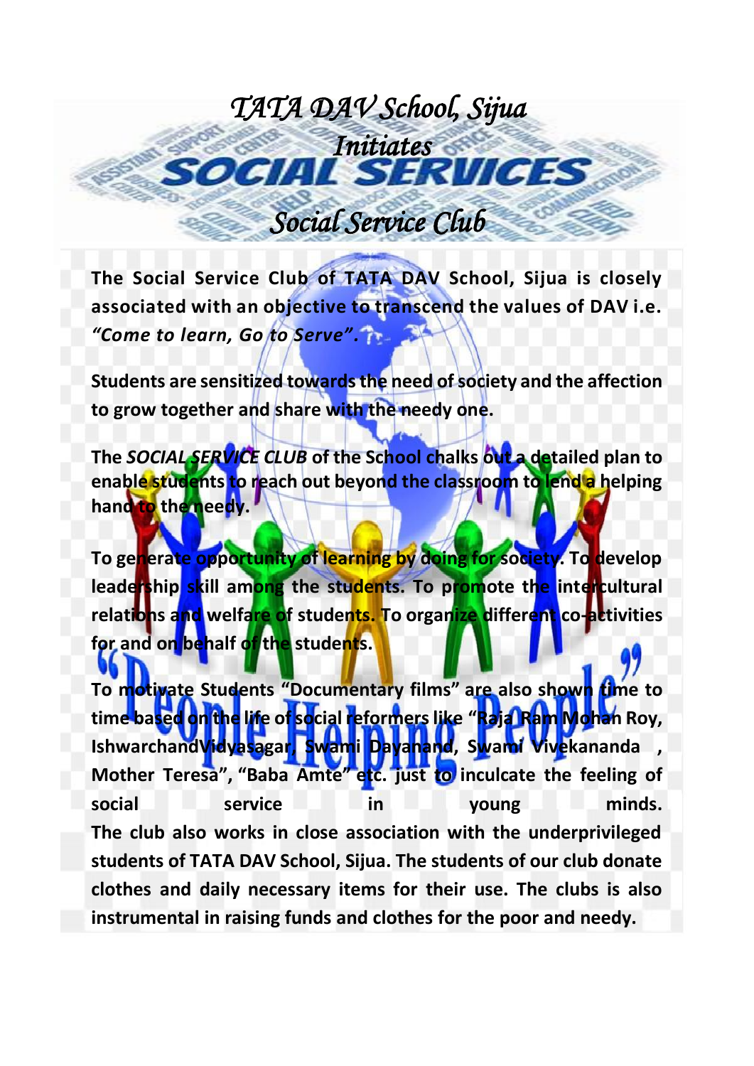# *TATA DAV School, Sijua*
## *Initiates*
# SOCIAL SERVICES
## *Social Service Club*

**The Social Service Club of TATA DAV School, Sijua is closely associated with an objective to transcend the values of DAV i.e. *"Come to learn, Go to Serve".***

**Students are sensitized towards the need of society and the affection to grow together and share with the needy one.**

**The *SOCIAL SERVICE CLUB* of the School chalks out a detailed plan to enable students to reach out beyond the classroom to lend a helping hand to the needy.**

**To generate opportunity of learning by doing for society. To develop leadership skill among the students. To promote the intercultural relations and welfare of students. To organize different co-activities for and on behalf of the students.**

**"People Helping People"**

**To motivate Students "Documentary films" are also shown time to time based on the life of social reformers like "Raja Ram Mohan Roy, IshwarchandVidyasagar, Swami Dayanand, Swami Vivekananda , Mother Teresa", "Baba Amte" etc. just to inculcate the feeling of social service in young minds.**
**The club also works in close association with the underprivileged students of TATA DAV School, Sijua. The students of our club donate clothes and daily necessary items for their use. The clubs is also instrumental in raising funds and clothes for the poor and needy.**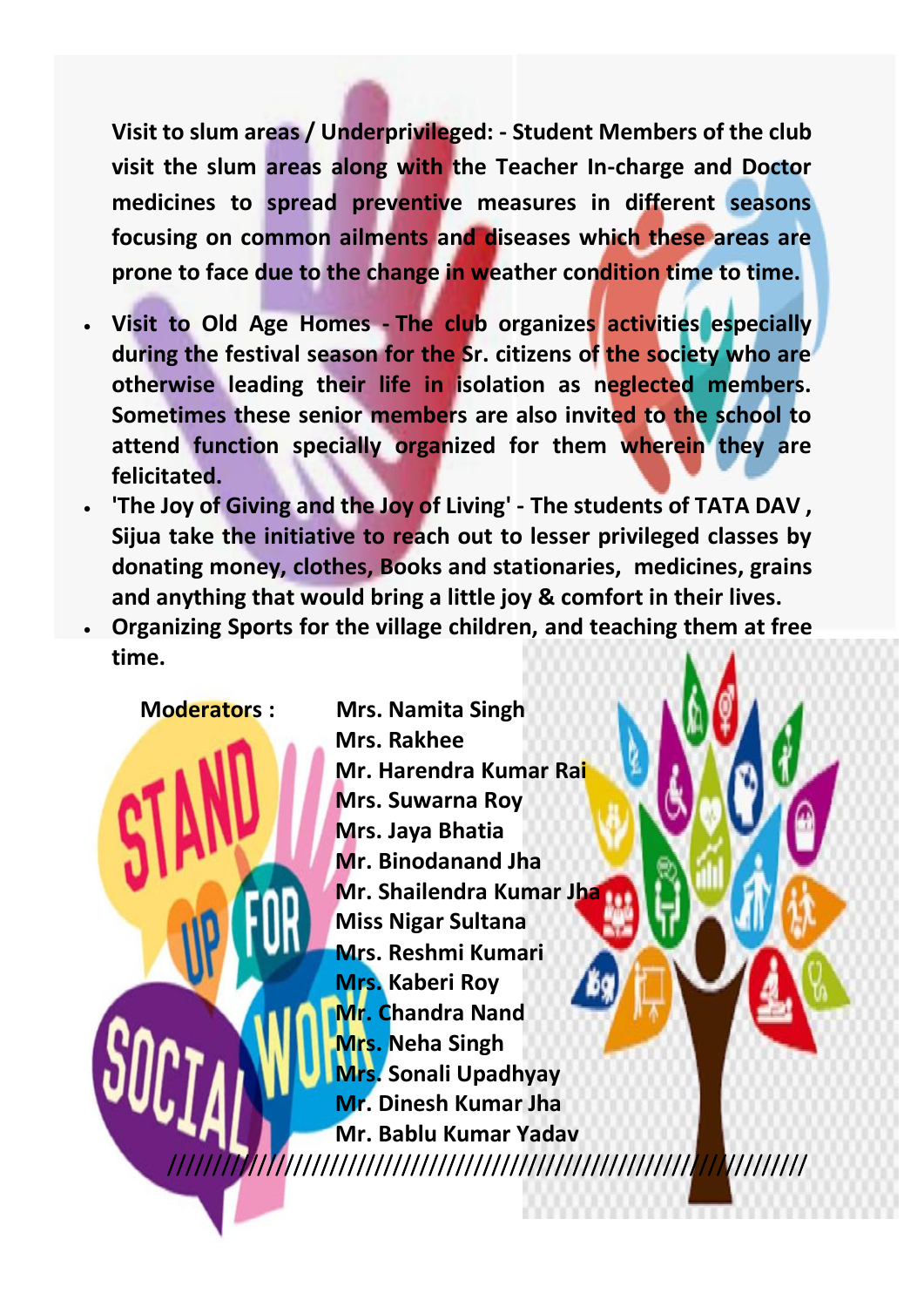**Visit to slum areas / Underprivileged: - Student Members of the club visit the slum areas along with the Teacher In-charge and Doctor medicines to spread preventive measures in different seasons focusing on common ailments and diseases which these areas are prone to face due to the change in weather condition time to time.**

- **Visit to Old Age Homes - The club organizes activities especially during the festival season for the Sr. citizens of the society who are otherwise leading their life in isolation as neglected members. Sometimes these senior members are also invited to the school to attend function specially organized for them wherein they are felicitated.**
- **'The Joy of Giving and the Joy of Living' - The students of TATA DAV , Sijua take the initiative to reach out to lesser privileged classes by donating money, clothes, Books and stationaries, medicines, grains and anything that would bring a little joy & comfort in their lives.**
- **Organizing Sports for the village children, and teaching them at free time.**

**Moderators :**

**Mrs. Namita Singh**
**Mrs. Rakhee**
**Mr. Harendra Kumar Rai**
**Mrs. Suwarna Roy**
**Mrs. Jaya Bhatia**
**Mr. Binodanand Jha**
**Mr. Shailendra Kumar Jha**
**Miss Nigar Sultana**
**Mrs. Reshmi Kumari**
**Mrs. Kaberi Roy**
**Mr. Chandra Nand**
**Mrs. Neha Singh**
**Mrs. Sonali Upadhyay**
**Mr. Dinesh Kumar Jha**
**Mr. Bablu Kumar Yadav**